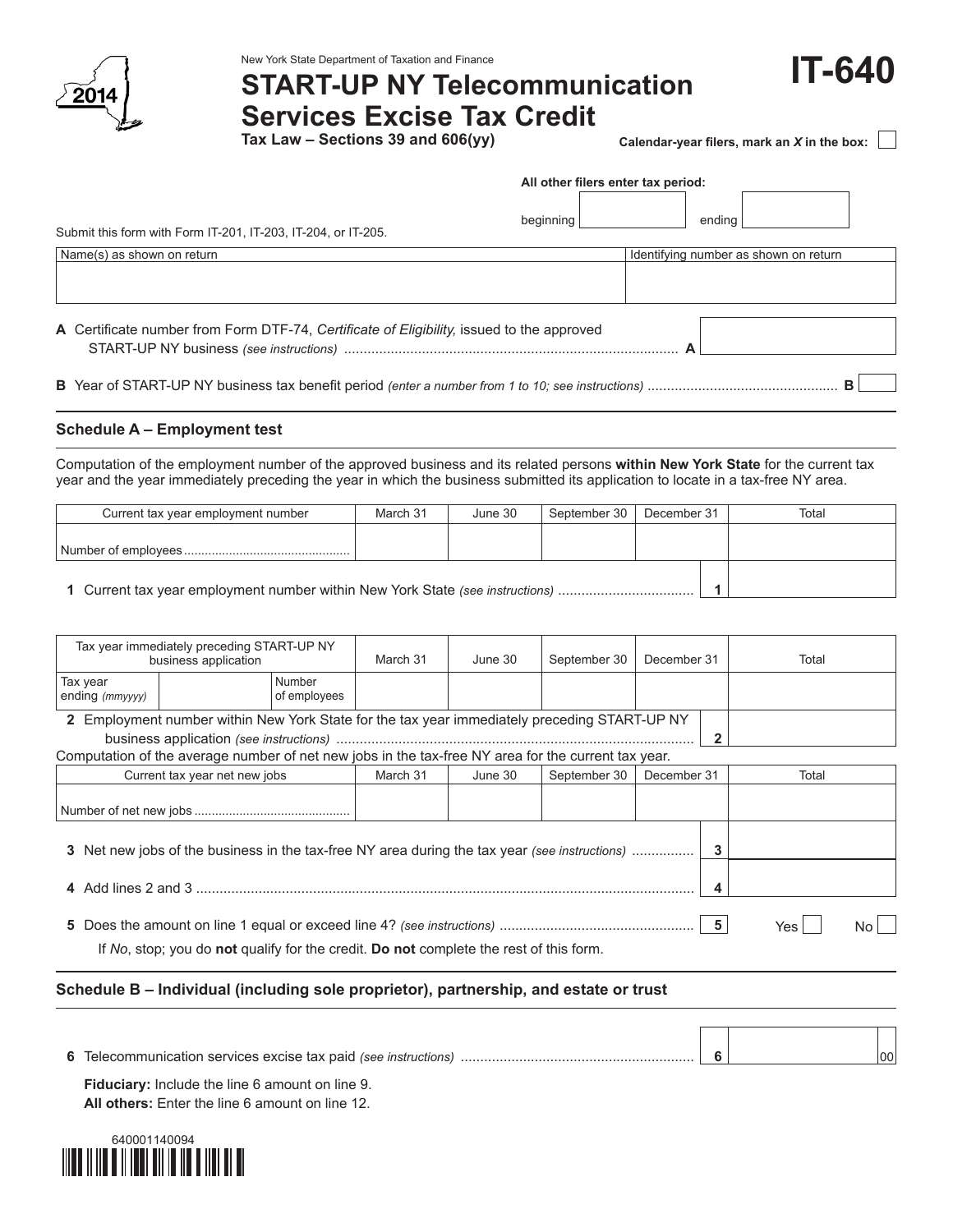New York State Department of Taxation and Finance

# START-UP NY Telecommunication Services Excise Tax Credit

**IT-640**

2014

**Tax Law – Sections 39 and 606(yy)**

**Calendar-year filers, mark an *X* in the box:** ☐

**All other filers enter tax period:**

beginning ________ ending ________

Submit this form with Form IT-201, IT-203, IT-204, or IT-205.

| Name(s) as shown on return | Identifying number as shown on return |
|---|---|
| | |

**A** Certificate number from Form DTF-74, *Certificate of Eligibility,* issued to the approved START-UP NY business *(see instructions)* .......... **A** ________

**B** Year of START-UP NY business tax benefit period *(enter a number from 1 to 10; see instructions)* .......... **B** ________

## Schedule A – Employment test

Computation of the employment number of the approved business and its related persons **within New York State** for the current tax year and the year immediately preceding the year in which the business submitted its application to locate in a tax-free NY area.

| Current tax year employment number | March 31 | June 30 | September 30 | December 31 | Total |
|---|---|---|---|---|---|
| Number of employees .......... | | | | | |
| **1** Current tax year employment number within New York State *(see instructions)* .......... **1** | | | | | |

| Tax year immediately preceding START-UP NY business application | | | March 31 | June 30 | September 30 | December 31 | Total |
|---|---|---|---|---|---|---|---|
| Tax year ending *(mmyyyy)* | | Number of employees | | | | | |
| **2** Employment number within New York State for the tax year immediately preceding START-UP NY business application *(see instructions)* .......... **2** | | | | | | | |

Computation of the average number of net new jobs in the tax-free NY area for the current tax year.

| Current tax year net new jobs | March 31 | June 30 | September 30 | December 31 | Total |
|---|---|---|---|---|---|
| Number of net new jobs .......... | | | | | |

**3** Net new jobs of the business in the tax-free NY area during the tax year *(see instructions)* .......... **3** ________

**4** Add lines 2 and 3 .......... **4** ________

**5** Does the amount on line 1 equal or exceed line 4? *(see instructions)* .......... **5** Yes ☐ No ☐

If *No*, stop; you do **not** qualify for the credit. **Do not** complete the rest of this form.

## Schedule B – Individual (including sole proprietor), partnership, and estate or trust

**6** Telecommunication services excise tax paid *(see instructions)* .......... **6** ________ 00

**Fiduciary:** Include the line 6 amount on line 9.
**All others:** Enter the line 6 amount on line 12.

640001140094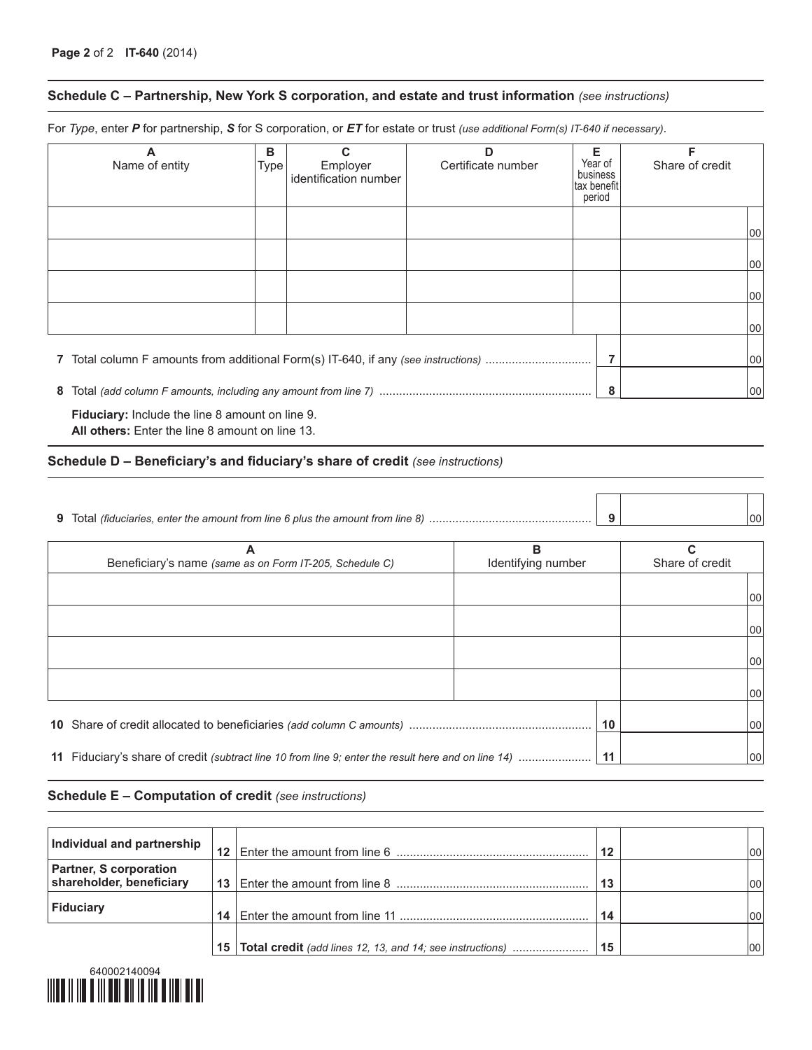## Schedule C – Partnership, New York S corporation, and estate and trust information *(see instructions)*

For *Type*, enter ***P*** for partnership, ***S*** for S corporation, or ***ET*** for estate or trust *(use additional Form(s) IT-640 if necessary)*.

| A<br>Name of entity | B<br>Type | C<br>Employer identification number | D<br>Certificate number | E<br>Year of business tax benefit period | F<br>Share of credit |
|---|---|---|---|---|---|
| | | | | | 00 |
| | | | | | 00 |
| | | | | | 00 |
| | | | | | 00 |

| | | |
|---|---|---|
| **7** Total column F amounts from additional Form(s) IT-640, if any *(see instructions)* | 7 | 00 |
| **8** Total *(add column F amounts, including any amount from line 7)* | 8 | 00 |

**Fiduciary:** Include the line 8 amount on line 9.
**All others:** Enter the line 8 amount on line 13.

## Schedule D – Beneficiary's and fiduciary's share of credit *(see instructions)*

| | | |
|---|---|---|
| **9** Total *(fiduciaries, enter the amount from line 6 plus the amount from line 8)* | 9 | 00 |

| A<br>Beneficiary's name *(same as on Form IT-205, Schedule C)* | B<br>Identifying number | C<br>Share of credit |
|---|---|---|
| | | 00 |
| | | 00 |
| | | 00 |
| | | 00 |

| | | |
|---|---|---|
| **10** Share of credit allocated to beneficiaries *(add column C amounts)* | 10 | 00 |
| **11** Fiduciary's share of credit *(subtract line 10 from line 9; enter the result here and on line 14)* | 11 | 00 |

## Schedule E – Computation of credit *(see instructions)*

| | | | | |
|---|---|---|---|---|
| **Individual and partnership** | 12 | Enter the amount from line 6 | 12 | 00 |
| **Partner, S corporation shareholder, beneficiary** | 13 | Enter the amount from line 8 | 13 | 00 |
| **Fiduciary** | 14 | Enter the amount from line 11 | 14 | 00 |
| | 15 | **Total credit** *(add lines 12, 13, and 14; see instructions)* | 15 | 00 |

640002140094